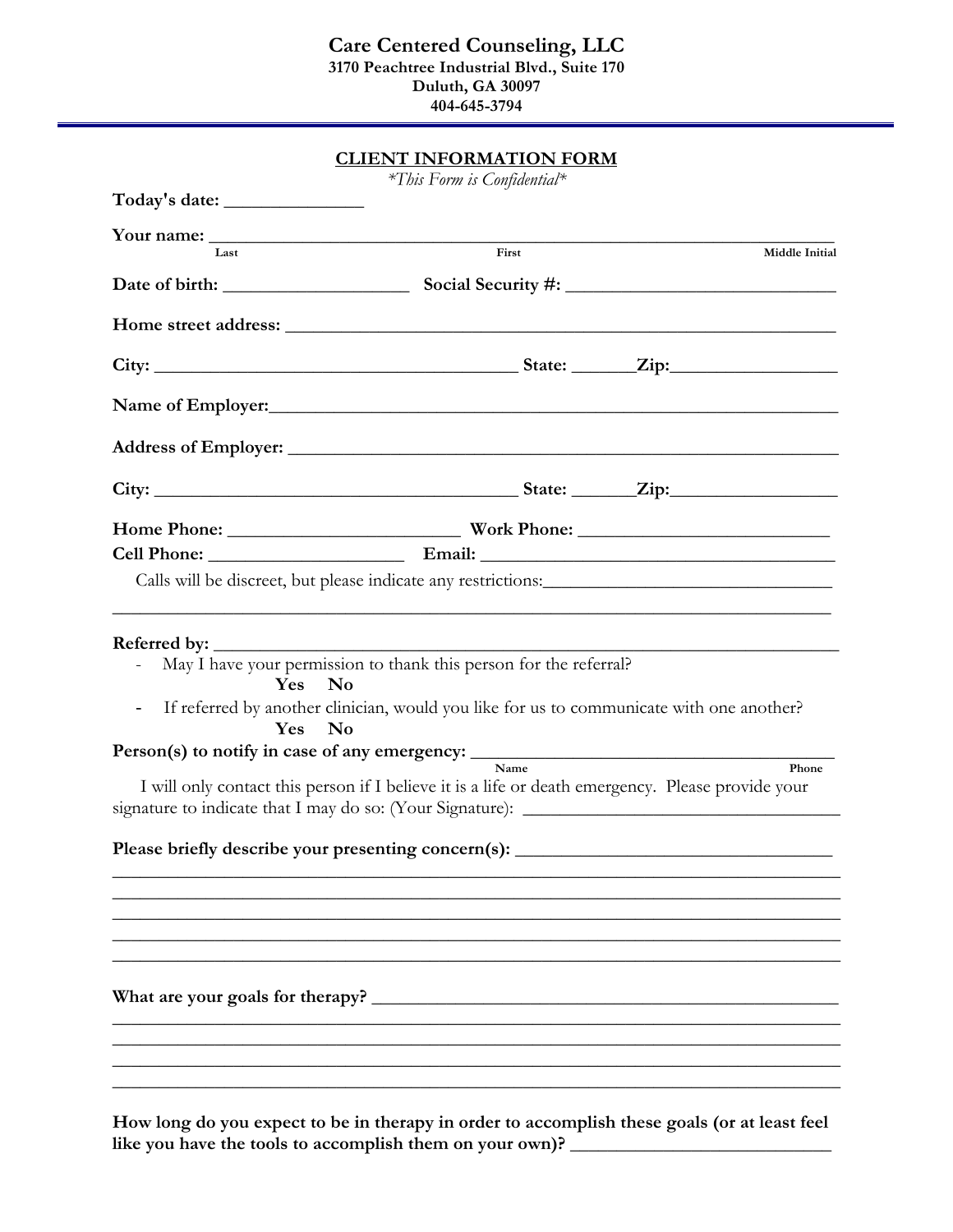# Care Centered Counseling, LLC

**3170 Peachtree Industrial Blvd., Suite 170**
**Duluth, GA 30097**
**404-645-3794**

---

## CLIENT INFORMATION FORM

*\*This Form is Confidential\**

**Today's date:** _______________

**Your name:** ______________________________________________________________________
Last                                        First                                        Middle Initial

**Date of birth:** ____________________ **Social Security #:** ______________________________

**Home street address:** ____________________________________________________________

**City:** ________________________________________ **State:** _______**Zip:**__________________

**Name of Employer:**_________________________________________________________________

**Address of Employer:** ______________________________________________________________

**City:** ________________________________________ **State:** _______**Zip:**__________________

**Home Phone:** __________________________ **Work Phone:** ____________________________

**Cell Phone:** ______________________ **Email:** ________________________________________

Calls will be discreet, but please indicate any restrictions:________________________________

_______________________________________________________________________________

**Referred by:** ______________________________________________________________________

- May I have your permission to thank this person for the referral?
  **Yes No**
- If referred by another clinician, would you like for us to communicate with one another?
  **Yes No**

**Person(s) to notify in case of any emergency:** _______________________________________
Name                                        Phone

I will only contact this person if I believe it is a life or death emergency. Please provide your signature to indicate that I may do so: (Your Signature): ___________________________________

**Please briefly describe your presenting concern(s):** __________________________________

_______________________________________________________________________________

_______________________________________________________________________________

_______________________________________________________________________________

_______________________________________________________________________________

_______________________________________________________________________________

**What are your goals for therapy?** ___________________________________________________

_______________________________________________________________________________

_______________________________________________________________________________

_______________________________________________________________________________

_______________________________________________________________________________

**How long do you expect to be in therapy in order to accomplish these goals (or at least feel like you have the tools to accomplish them on your own)?** ___________________________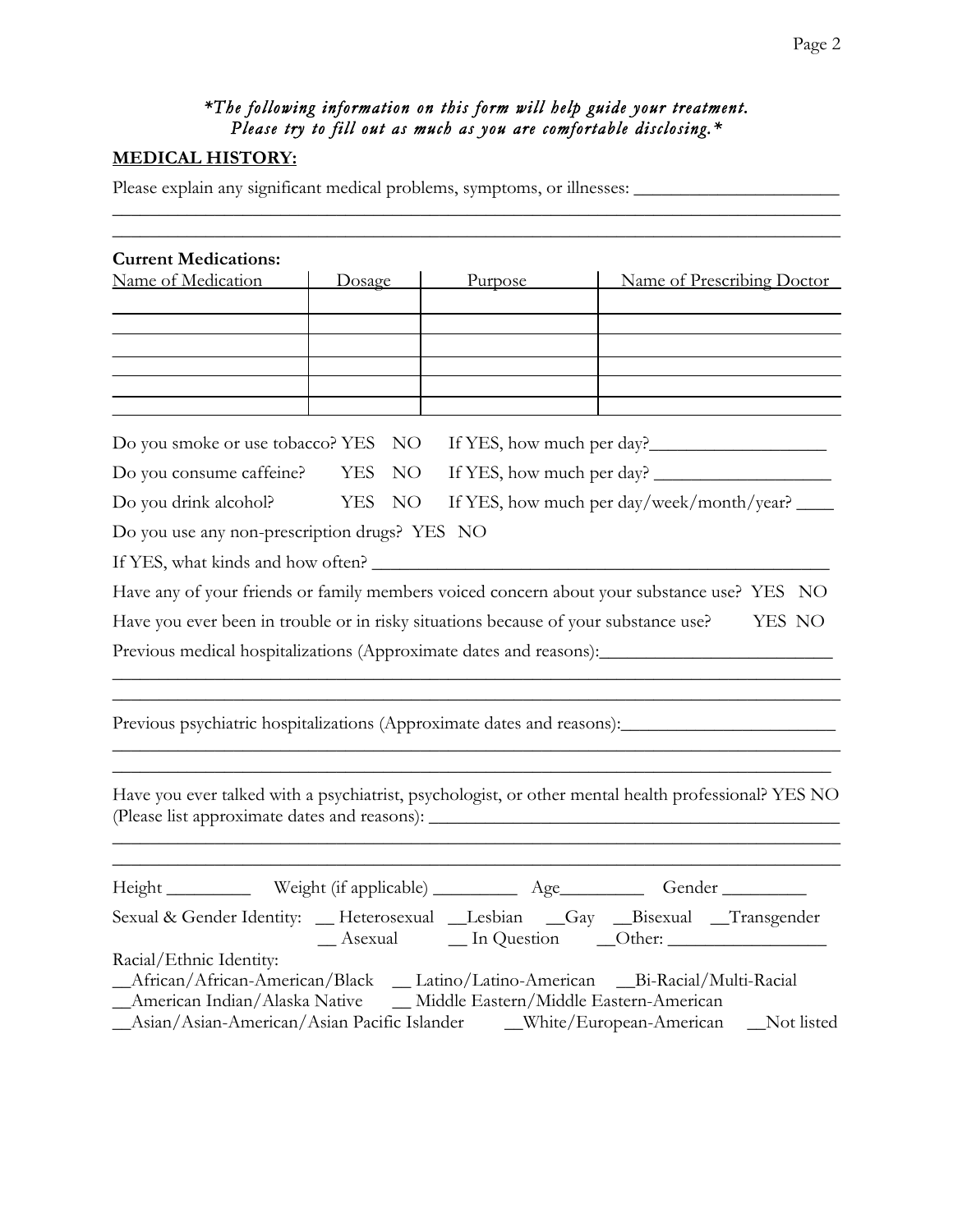*\*The following information on this form will help guide your treatment. Please try to fill out as much as you are comfortable disclosing.\**

**MEDICAL HISTORY:**

Please explain any significant medical problems, symptoms, or illnesses: ______________________
______________________________________________________________________________
______________________________________________________________________________

**Current Medications:**

| Name of Medication | Dosage | Purpose | Name of Prescribing Doctor |
| --- | --- | --- | --- |
| | | | |
| | | | |
| | | | |
| | | | |
| | | | |

Do you smoke or use tobacco? YES NO If YES, how much per day?___________________

Do you consume caffeine? YES NO If YES, how much per day? ___________________

Do you drink alcohol? YES NO If YES, how much per day/week/month/year? ____

Do you use any non-prescription drugs? YES NO

If YES, what kinds and how often? ______________________________________________

Have any of your friends or family members voiced concern about your substance use? YES NO

Have you ever been in trouble or in risky situations because of your substance use? YES NO

Previous medical hospitalizations (Approximate dates and reasons):_________________________
______________________________________________________________________________
______________________________________________________________________________

Previous psychiatric hospitalizations (Approximate dates and reasons):______________________
______________________________________________________________________________
______________________________________________________________________________

Have you ever talked with a psychiatrist, psychologist, or other mental health professional? YES NO
(Please list approximate dates and reasons): _____________________________________________
______________________________________________________________________________
______________________________________________________________________________

Height _________ Weight (if applicable) _________ Age_________ Gender _________

Sexual & Gender Identity: __ Heterosexual __Lesbian __Gay __Bisexual __Transgender __ Asexual __ In Question __Other: _________________

Racial/Ethnic Identity:
__African/African-American/Black __ Latino/Latino-American __Bi-Racial/Multi-Racial
__American Indian/Alaska Native __ Middle Eastern/Middle Eastern-American
__Asian/Asian-American/Asian Pacific Islander __White/European-American __Not listed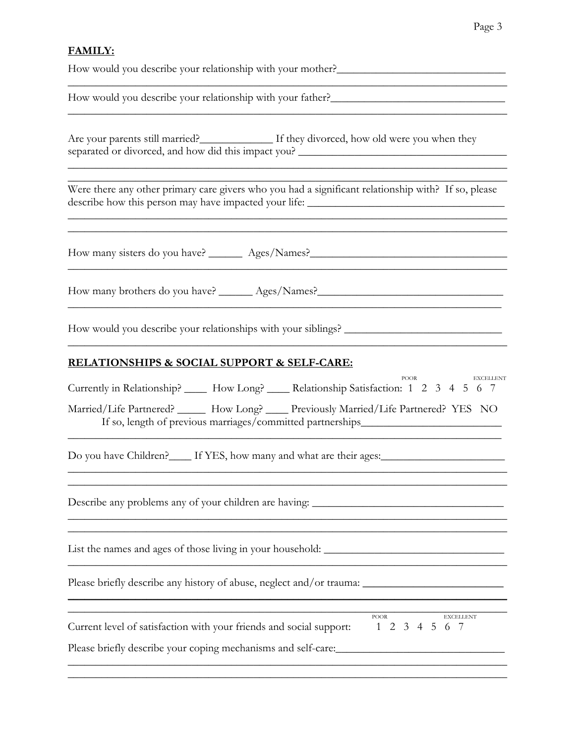**FAMILY:**

How would you describe your relationship with your mother?______________________________
_____________________________________________________________________________

How would you describe your relationship with your father?_______________________________
_____________________________________________________________________________

Are your parents still married?_____________ If they divorced, how old were you when they separated or divorced, and how did this impact you? _____________________________________
_____________________________________________________________________________
_____________________________________________________________________________

Were there any other primary care givers who you had a significant relationship with? If so, please describe how this person may have impacted your life: ___________________________________
_____________________________________________________________________________
_____________________________________________________________________________

How many sisters do you have? ______ Ages/Names?___________________________________
_____________________________________________________________________________

How many brothers do you have? ______ Ages/Names?_________________________________
_____________________________________________________________________________

How would you describe your relationships with your siblings? ____________________________
_____________________________________________________________________________

**RELATIONSHIPS & SOCIAL SUPPORT & SELF-CARE:**

Currently in Relationship? ____ How Long? ____ Relationship Satisfaction: (POOR) 1 2 3 4 5 6 7 (EXCELLENT)

Married/Life Partnered? _____ How Long? ____ Previously Married/Life Partnered? YES NO
If so, length of previous marriages/committed partnerships_________________________
_____________________________________________________________________________

Do you have Children?____ If YES, how many and what are their ages:______________________
_____________________________________________________________________________
_____________________________________________________________________________

Describe any problems any of your children are having: __________________________________
_____________________________________________________________________________
_____________________________________________________________________________

List the names and ages of those living in your household: ________________________________
_____________________________________________________________________________

Please briefly describe any history of abuse, neglect and/or trauma: _________________________
_____________________________________________________________________________
_____________________________________________________________________________

Current level of satisfaction with your friends and social support: (POOR) 1 2 3 4 5 6 7 (EXCELLENT)

Please briefly describe your coping mechanisms and self-care:_____________________________
_____________________________________________________________________________
_____________________________________________________________________________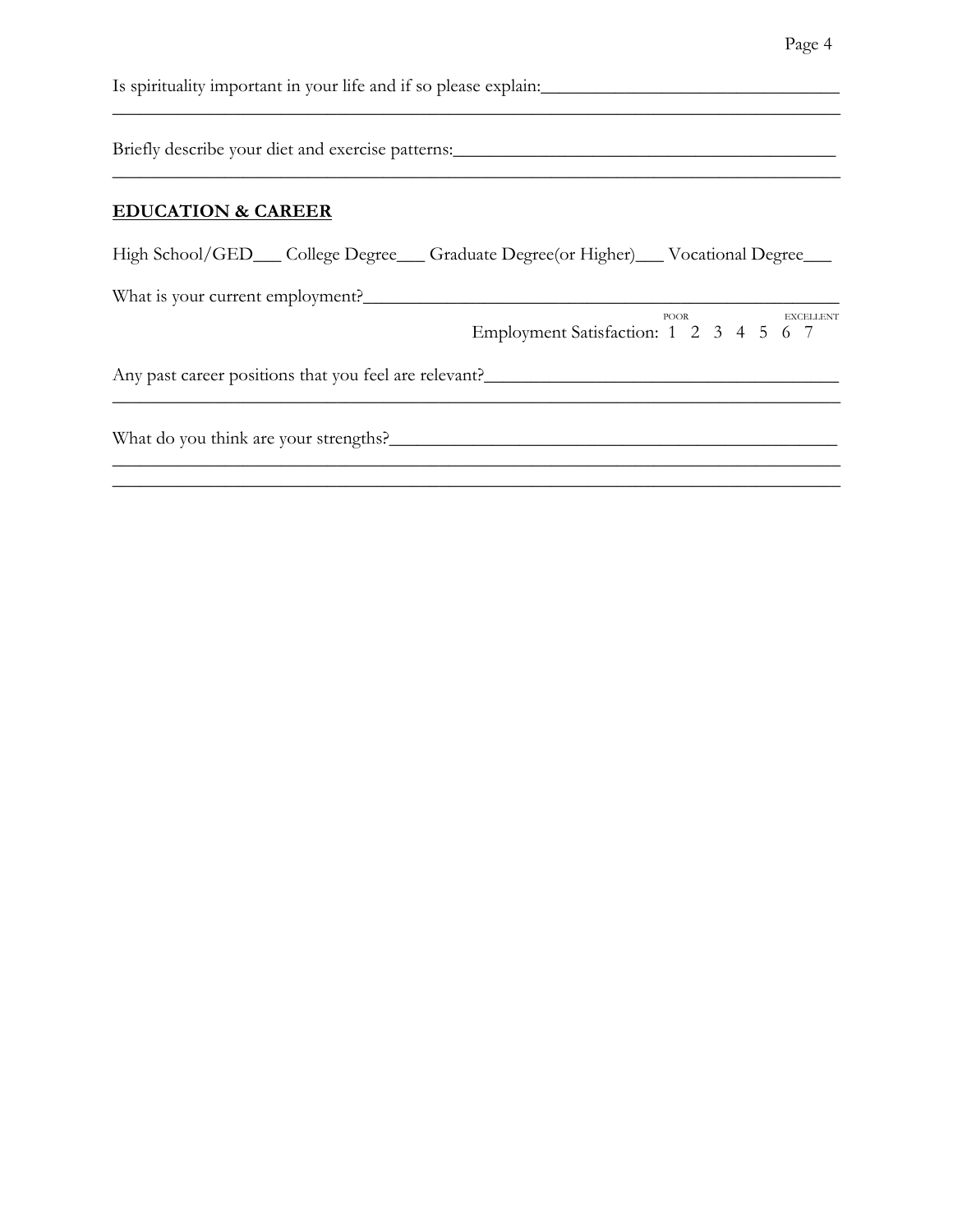Is spirituality important in your life and if so please explain:________________________________
_________________________________________________________________________________

Briefly describe your diet and exercise patterns:__________________________________________
_________________________________________________________________________________

**EDUCATION & CAREER**

High School/GED___ College Degree___ Graduate Degree(or Higher)___ Vocational Degree___

What is your current employment?_____________________________________________________

Employment Satisfaction: POOR 1 2 3 4 5 6 7 EXCELLENT

Any past career positions that you feel are relevant?_______________________________________
_________________________________________________________________________________

What do you think are your strengths?__________________________________________________
_________________________________________________________________________________
_________________________________________________________________________________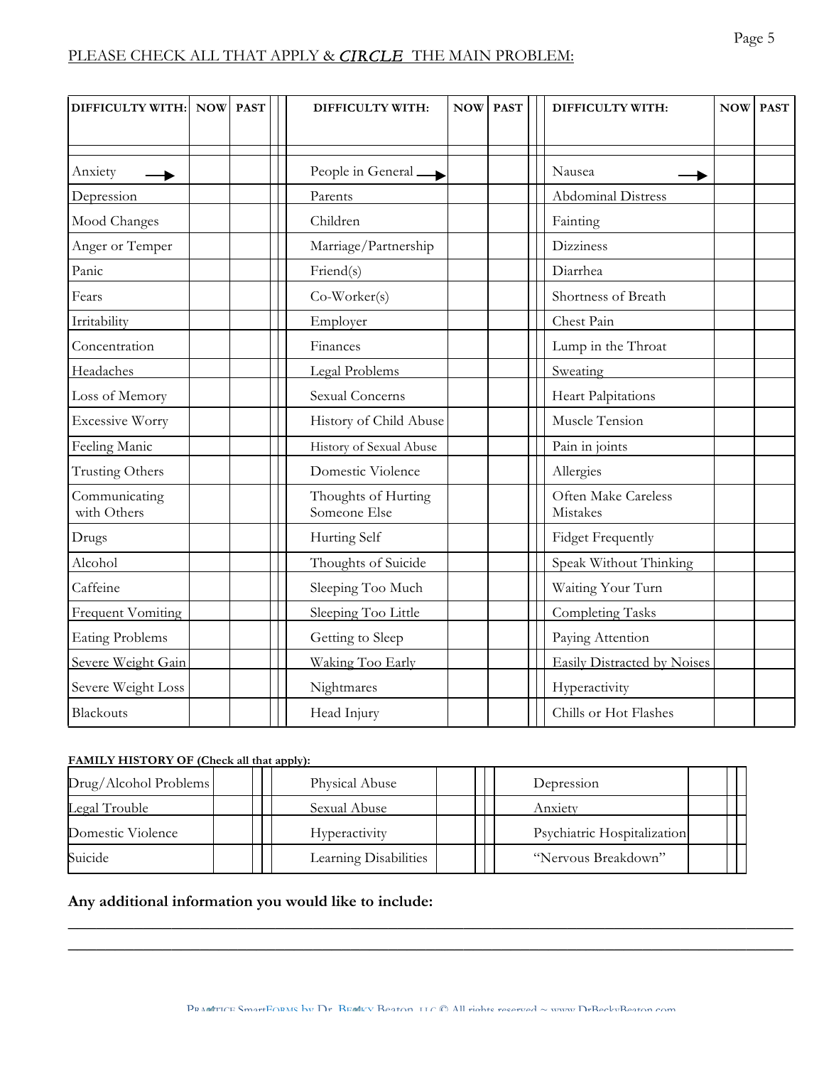PLEASE CHECK ALL THAT APPLY & *CIRCLE* THE MAIN PROBLEM:

| DIFFICULTY WITH: | NOW | PAST | DIFFICULTY WITH: | NOW | PAST | DIFFICULTY WITH: | NOW | PAST |
|---|---|---|---|---|---|---|---|---|
| Anxiety → | | | People in General → | | | Nausea → | | |
| Depression | | | Parents | | | Abdominal Distress | | |
| Mood Changes | | | Children | | | Fainting | | |
| Anger or Temper | | | Marriage/Partnership | | | Dizziness | | |
| Panic | | | Friend(s) | | | Diarrhea | | |
| Fears | | | Co-Worker(s) | | | Shortness of Breath | | |
| Irritability | | | Employer | | | Chest Pain | | |
| Concentration | | | Finances | | | Lump in the Throat | | |
| Headaches | | | Legal Problems | | | Sweating | | |
| Loss of Memory | | | Sexual Concerns | | | Heart Palpitations | | |
| Excessive Worry | | | History of Child Abuse | | | Muscle Tension | | |
| Feeling Manic | | | History of Sexual Abuse | | | Pain in joints | | |
| Trusting Others | | | Domestic Violence | | | Allergies | | |
| Communicating with Others | | | Thoughts of Hurting Someone Else | | | Often Make Careless Mistakes | | |
| Drugs | | | Hurting Self | | | Fidget Frequently | | |
| Alcohol | | | Thoughts of Suicide | | | Speak Without Thinking | | |
| Caffeine | | | Sleeping Too Much | | | Waiting Your Turn | | |
| Frequent Vomiting | | | Sleeping Too Little | | | Completing Tasks | | |
| Eating Problems | | | Getting to Sleep | | | Paying Attention | | |
| Severe Weight Gain | | | Waking Too Early | | | Easily Distracted by Noises | | |
| Severe Weight Loss | | | Nightmares | | | Hyperactivity | | |
| Blackouts | | | Head Injury | | | Chills or Hot Flashes | | |

**FAMILY HISTORY OF (Check all that apply):**

| | | | | | |
|---|---|---|---|---|---|
| Drug/Alcohol Problems | | Physical Abuse | | Depression | |
| Legal Trouble | | Sexual Abuse | | Anxiety | |
| Domestic Violence | | Hyperactivity | | Psychiatric Hospitalization | |
| Suicide | | Learning Disabilities | | "Nervous Breakdown" | |

**Any additional information you would like to include:**

\_\_\_\_\_\_\_\_\_\_\_\_\_\_\_\_\_\_\_\_\_\_\_\_\_\_\_\_\_\_\_\_\_\_\_\_\_\_\_\_\_\_\_\_\_\_\_\_\_\_\_\_\_\_\_\_\_\_\_\_\_\_\_\_\_\_\_\_\_\_\_\_\_\_\_\_\_\_

\_\_\_\_\_\_\_\_\_\_\_\_\_\_\_\_\_\_\_\_\_\_\_\_\_\_\_\_\_\_\_\_\_\_\_\_\_\_\_\_\_\_\_\_\_\_\_\_\_\_\_\_\_\_\_\_\_\_\_\_\_\_\_\_\_\_\_\_\_\_\_\_\_\_\_\_\_\_